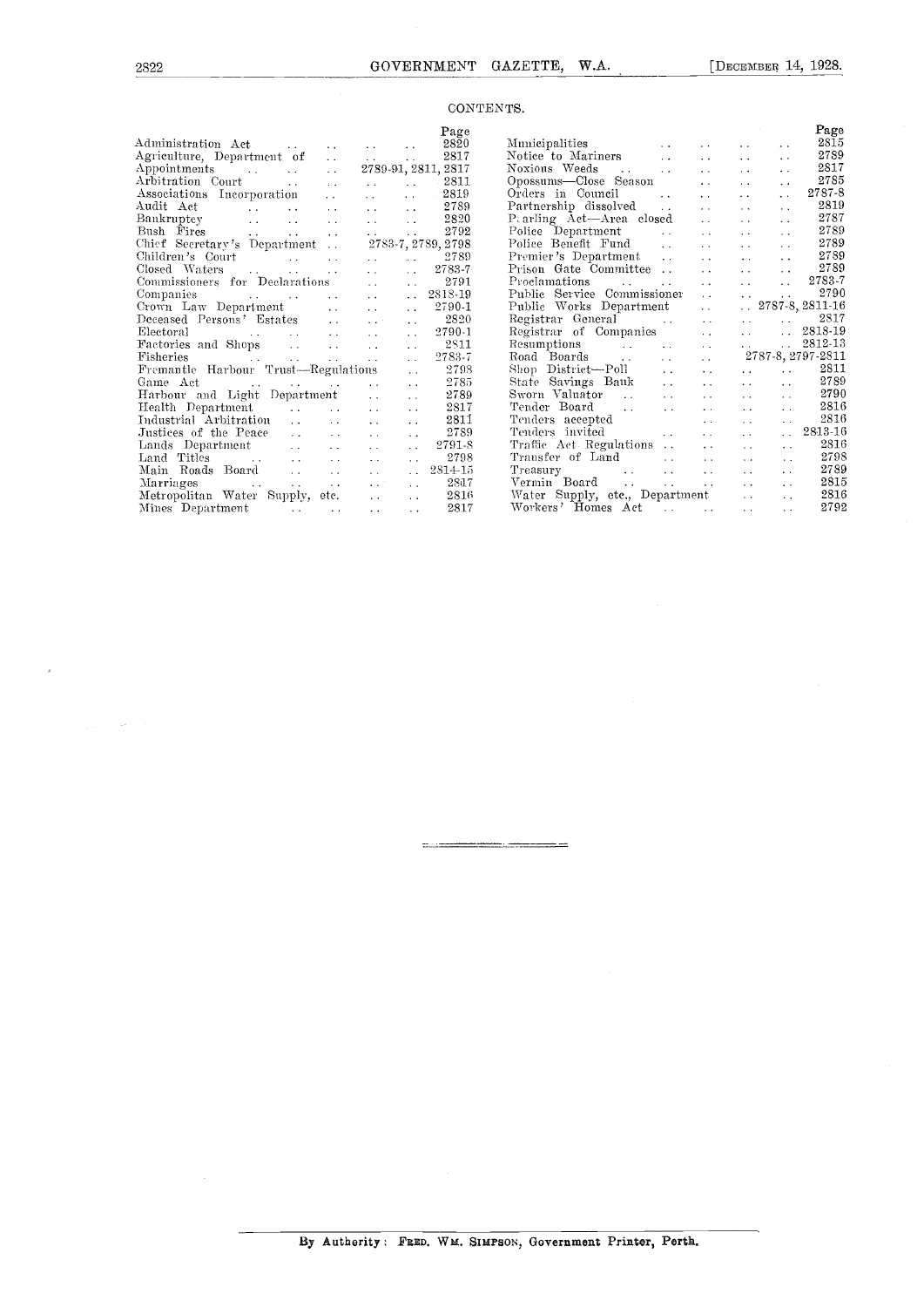## CONTENTS.

| | Page |
|---|---|
| Administration Act | 2820 |
| Agriculture, Department of | 2817 |
| Appointments | 2789-91, 2811, 2817 |
| Arbitration Court | 2811 |
| Associations Incorporation | 2819 |
| Audit Act | 2789 |
| Bankruptcy | 2820 |
| Bush Fires | 2792 |
| Chief Secretary's Department | 2783-7, 2789, 2798 |
| Children's Court | 2789 |
| Closed Waters | 2783-7 |
| Commissioners for Declarations | 2791 |
| Companies | 2818-19 |
| Crown Law Department | 2790-1 |
| Deceased Persons' Estates | 2820 |
| Electoral | 2790-1 |
| Factories and Shops | 2811 |
| Fisheries | 2783-7 |
| Fremantle Harbour Trust—Regulations | 2798 |
| Game Act | 2785 |
| Harbour and Light Department | 2789 |
| Health Department | 2817 |
| Industrial Arbitration | 2811 |
| Justices of the Peace | 2789 |
| Lands Department | 2791-8 |
| Land Titles | 2798 |
| Main Roads Board | 2814-15 |
| Marriages | 2817 |
| Metropolitan Water Supply, etc. | 2816 |
| Mines Department | 2817 |
| Municipalities | 2815 |
| Notice to Mariners | 2789 |
| Noxious Weeds | 2817 |
| Opossums—Close Season | 2785 |
| Orders in Council | 2787-8 |
| Partnership dissolved | 2819 |
| Pearling Act—Area closed | 2787 |
| Police Department | 2789 |
| Police Benefit Fund | 2789 |
| Premier's Department | 2789 |
| Prison Gate Committee | 2789 |
| Proclamations | 2783-7 |
| Public Service Commissioner | 2790 |
| Public Works Department | 2787-8, 2811-16 |
| Registrar General | 2817 |
| Registrar of Companies | 2818-19 |
| Resumptions | 2812-13 |
| Road Boards | 2787-8, 2797-2811 |
| Shop District—Poll | 2811 |
| State Savings Bank | 2789 |
| Sworn Valuator | 2790 |
| Tender Board | 2816 |
| Tenders accepted | 2816 |
| Tenders invited | 2813-16 |
| Traffic Act Regulations | 2816 |
| Transfer of Land | 2798 |
| Treasury | 2789 |
| Vermin Board | 2815 |
| Water Supply, etc., Department | 2816 |
| Workers' Homes Act | 2792 |

---

By Authority: FRED. WM. SIMPSON, Government Printer, Perth.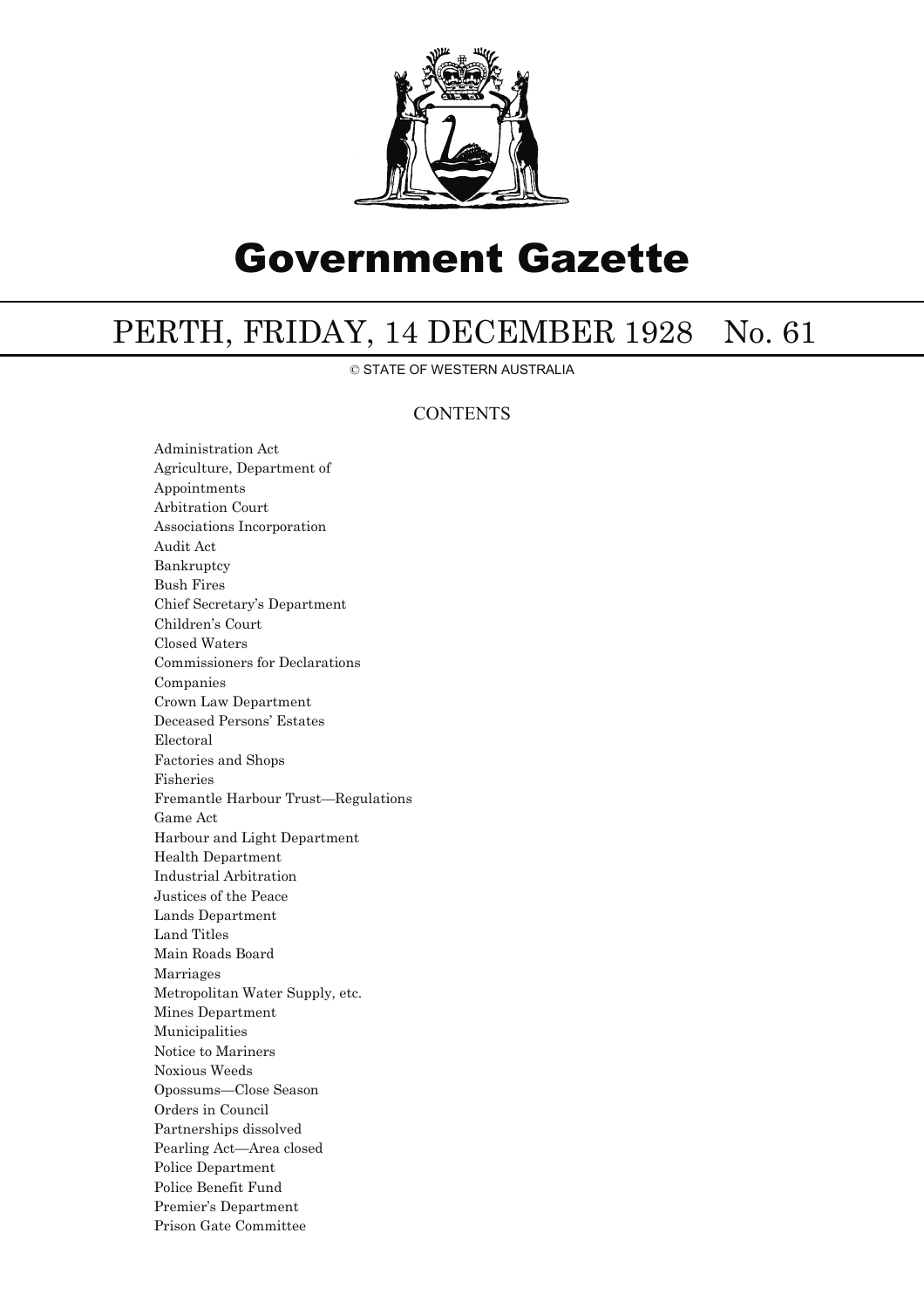# Government Gazette

## PERTH, FRIDAY, 14 DECEMBER 1928 No. 61

© STATE OF WESTERN AUSTRALIA

### CONTENTS

Administration Act
Agriculture, Department of
Appointments
Arbitration Court
Associations Incorporation
Audit Act
Bankruptcy
Bush Fires
Chief Secretary's Department
Children's Court
Closed Waters
Commissioners for Declarations
Companies
Crown Law Department
Deceased Persons' Estates
Electoral
Factories and Shops
Fisheries
Fremantle Harbour Trust—Regulations
Game Act
Harbour and Light Department
Health Department
Industrial Arbitration
Justices of the Peace
Lands Department
Land Titles
Main Roads Board
Marriages
Metropolitan Water Supply, etc.
Mines Department
Municipalities
Notice to Mariners
Noxious Weeds
Opossums—Close Season
Orders in Council
Partnerships dissolved
Pearling Act—Area closed
Police Department
Police Benefit Fund
Premier's Department
Prison Gate Committee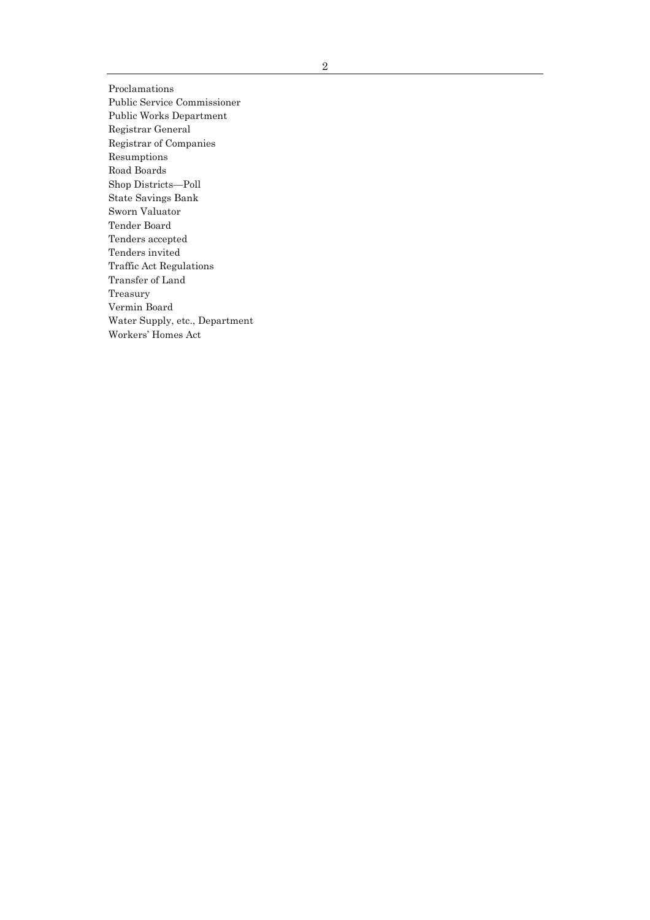Proclamations
Public Service Commissioner
Public Works Department
Registrar General
Registrar of Companies
Resumptions
Road Boards
Shop Districts—Poll
State Savings Bank
Sworn Valuator
Tender Board
Tenders accepted
Tenders invited
Traffic Act Regulations
Transfer of Land
Treasury
Vermin Board
Water Supply, etc., Department
Workers' Homes Act